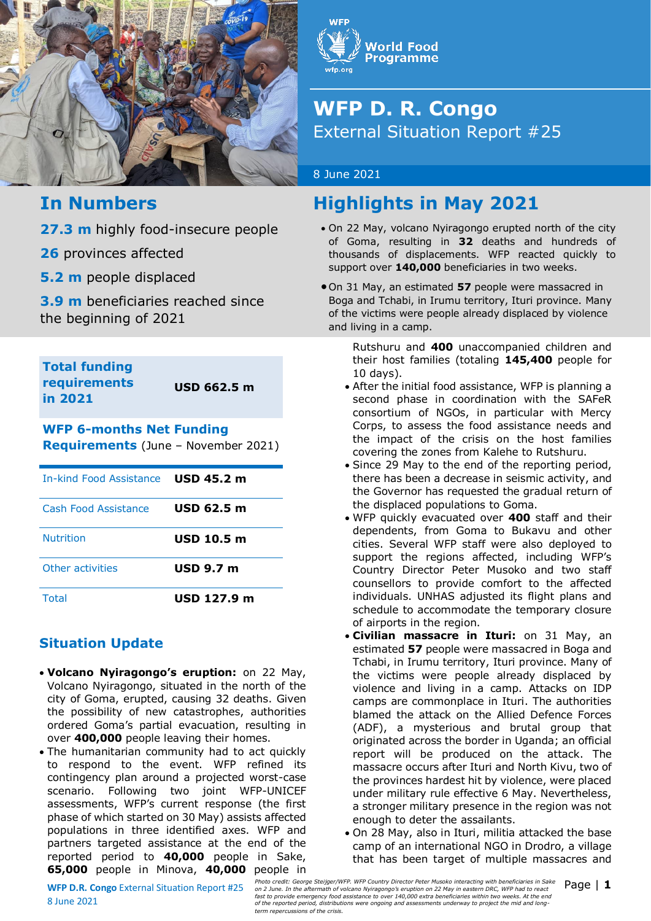WFP
World Food Programme
wfp.org

# WFP D. R. Congo
## External Situation Report #25

8 June 2021

## In Numbers

**27.3 m** highly food-insecure people

**26** provinces affected

**5.2 m** people displaced

**3.9 m** beneficiaries reached since the beginning of 2021

| **Total funding requirements in 2021** | **USD 662.5 m** |
|---|---|

**WFP 6-months Net Funding Requirements** (June – November 2021)

| | |
|---|---|
| In-kind Food Assistance | **USD 45.2 m** |
| Cash Food Assistance | **USD 62.5 m** |
| Nutrition | **USD 10.5 m** |
| Other activities | **USD 9.7 m** |
| Total | **USD 127.9 m** |

## Highlights in May 2021

- On 22 May, volcano Nyiragongo erupted north of the city of Goma, resulting in **32** deaths and hundreds of thousands of displacements. WFP reacted quickly to support over **140,000** beneficiaries in two weeks.
- On 31 May, an estimated **57** people were massacred in Boga and Tchabi, in Irumu territory, Ituri province. Many of the victims were people already displaced by violence and living in a camp.

## Situation Update

- **Volcano Nyiragongo's eruption:** on 22 May, Volcano Nyiragongo, situated in the north of the city of Goma, erupted, causing 32 deaths. Given the possibility of new catastrophes, authorities ordered Goma's partial evacuation, resulting in over **400,000** people leaving their homes.
- The humanitarian community had to act quickly to respond to the event. WFP refined its contingency plan around a projected worst-case scenario. Following two joint WFP-UNICEF assessments, WFP's current response (the first phase of which started on 30 May) assists affected populations in three identified axes. WFP and partners targeted assistance at the end of the reported period to **40,000** people in Sake, **65,000** people in Minova, **40,000** people in Rutshuru and **400** unaccompanied children and their host families (totaling **145,400** people for 10 days).
- After the initial food assistance, WFP is planning a second phase in coordination with the SAFeR consortium of NGOs, in particular with Mercy Corps, to assess the food assistance needs and the impact of the crisis on the host families covering the zones from Kalehe to Rutshuru.
- Since 29 May to the end of the reporting period, there has been a decrease in seismic activity, and the Governor has requested the gradual return of the displaced populations to Goma.
- WFP quickly evacuated over **400** staff and their dependents, from Goma to Bukavu and other cities. Several WFP staff were also deployed to support the regions affected, including WFP's Country Director Peter Musoko and two staff counsellors to provide comfort to the affected individuals. UNHAS adjusted its flight plans and schedule to accommodate the temporary closure of airports in the region.
- **Civilian massacre in Ituri:** on 31 May, an estimated **57** people were massacred in Boga and Tchabi, in Irumu territory, Ituri province. Many of the victims were people already displaced by violence and living in a camp. Attacks on IDP camps are commonplace in Ituri. The authorities blamed the attack on the Allied Defence Forces (ADF), a mysterious and brutal group that originated across the border in Uganda; an official report will be produced on the attack. The massacre occurs after Ituri and North Kivu, two of the provinces hardest hit by violence, were placed under military rule effective 6 May. Nevertheless, a stronger military presence in the region was not enough to deter the assailants.
- On 28 May, also in Ituri, militia attacked the base camp of an international NGO in Drodro, a village that has been target of multiple massacres and

*Photo credit: George Steijger/WFP. WFP Country Director Peter Musoko interacting with beneficiaries in Sake on 2 June. In the aftermath of volcano Nyiragongo's eruption on 22 May in eastern DRC, WFP had to react fast to provide emergency food assistance to over 140,000 extra beneficiaries within two weeks. At the end of the reported period, distributions were ongoing and assessments underway to project the mid and long-term repercussions of the crisis.*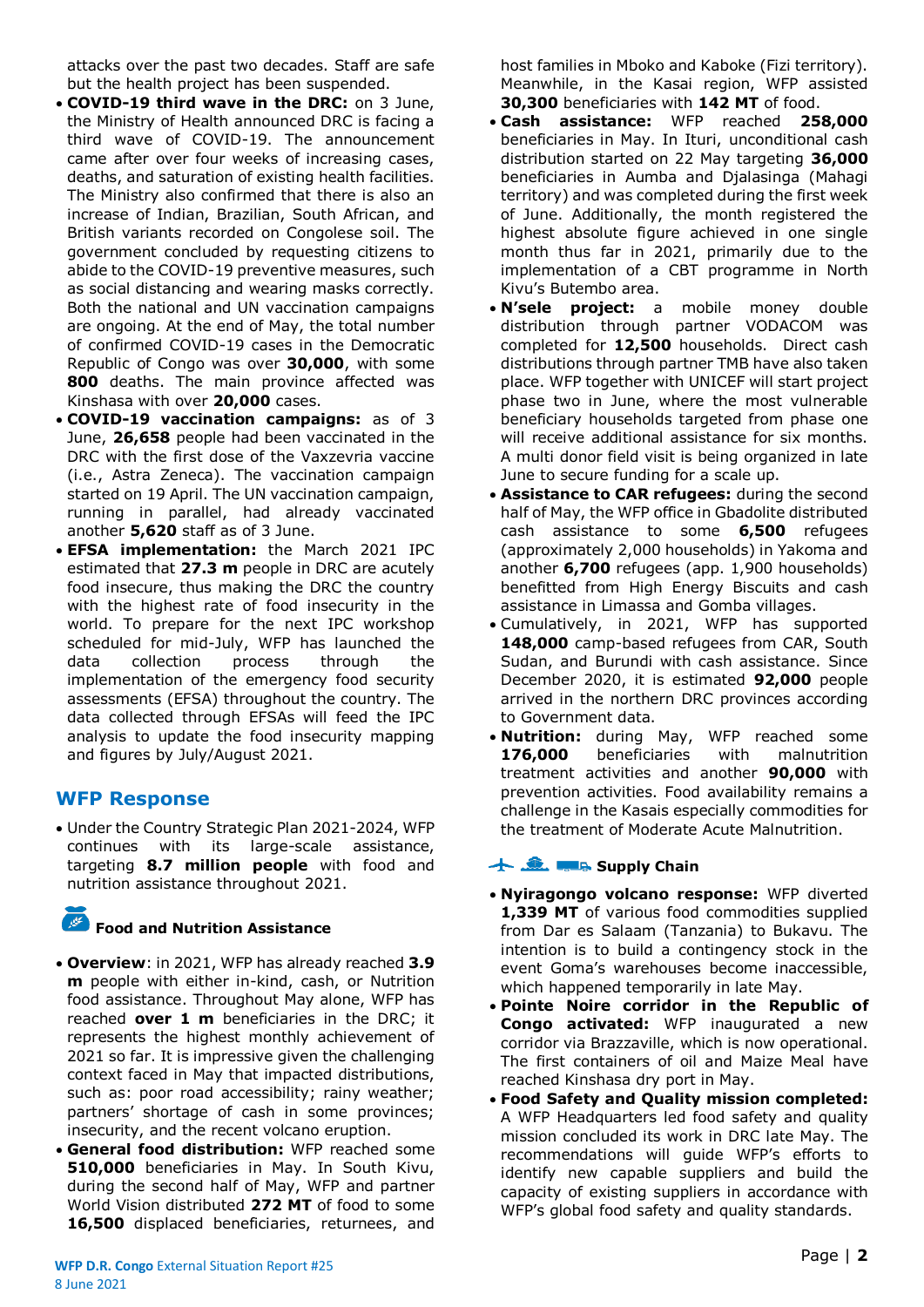attacks over the past two decades. Staff are safe but the health project has been suspended.

- **COVID-19 third wave in the DRC:** on 3 June, the Ministry of Health announced DRC is facing a third wave of COVID-19. The announcement came after over four weeks of increasing cases, deaths, and saturation of existing health facilities. The Ministry also confirmed that there is also an increase of Indian, Brazilian, South African, and British variants recorded on Congolese soil. The government concluded by requesting citizens to abide to the COVID-19 preventive measures, such as social distancing and wearing masks correctly. Both the national and UN vaccination campaigns are ongoing. At the end of May, the total number of confirmed COVID-19 cases in the Democratic Republic of Congo was over **30,000**, with some **800** deaths. The main province affected was Kinshasa with over **20,000** cases.
- **COVID-19 vaccination campaigns:** as of 3 June, **26,658** people had been vaccinated in the DRC with the first dose of the Vaxzevria vaccine (i.e., Astra Zeneca). The vaccination campaign started on 19 April. The UN vaccination campaign, running in parallel, had already vaccinated another **5,620** staff as of 3 June.
- **EFSA implementation:** the March 2021 IPC estimated that **27.3 m** people in DRC are acutely food insecure, thus making the DRC the country with the highest rate of food insecurity in the world. To prepare for the next IPC workshop scheduled for mid-July, WFP has launched the data collection process through the implementation of the emergency food security assessments (EFSA) throughout the country. The data collected through EFSAs will feed the IPC analysis to update the food insecurity mapping and figures by July/August 2021.

## WFP Response

- Under the Country Strategic Plan 2021-2024, WFP continues with its large-scale assistance, targeting **8.7 million people** with food and nutrition assistance throughout 2021.

### Food and Nutrition Assistance

- **Overview**: in 2021, WFP has already reached **3.9 m** people with either in-kind, cash, or Nutrition food assistance. Throughout May alone, WFP has reached **over 1 m** beneficiaries in the DRC; it represents the highest monthly achievement of 2021 so far. It is impressive given the challenging context faced in May that impacted distributions, such as: poor road accessibility; rainy weather; partners' shortage of cash in some provinces; insecurity, and the recent volcano eruption.
- **General food distribution:** WFP reached some **510,000** beneficiaries in May. In South Kivu, during the second half of May, WFP and partner World Vision distributed **272 MT** of food to some **16,500** displaced beneficiaries, returnees, and host families in Mboko and Kaboke (Fizi territory). Meanwhile, in the Kasai region, WFP assisted **30,300** beneficiaries with **142 MT** of food.
- **Cash assistance:** WFP reached **258,000** beneficiaries in May. In Ituri, unconditional cash distribution started on 22 May targeting **36,000** beneficiaries in Aumba and Djalasinga (Mahagi territory) and was completed during the first week of June. Additionally, the month registered the highest absolute figure achieved in one single month thus far in 2021, primarily due to the implementation of a CBT programme in North Kivu's Butembo area.
- **N'sele project:** a mobile money double distribution through partner VODACOM was completed for **12,500** households. Direct cash distributions through partner TMB have also taken place. WFP together with UNICEF will start project phase two in June, where the most vulnerable beneficiary households targeted from phase one will receive additional assistance for six months. A multi donor field visit is being organized in late June to secure funding for a scale up.
- **Assistance to CAR refugees:** during the second half of May, the WFP office in Gbadolite distributed cash assistance to some **6,500** refugees (approximately 2,000 households) in Yakoma and another **6,700** refugees (app. 1,900 households) benefitted from High Energy Biscuits and cash assistance in Limassa and Gomba villages.
- Cumulatively, in 2021, WFP has supported **148,000** camp-based refugees from CAR, South Sudan, and Burundi with cash assistance. Since December 2020, it is estimated **92,000** people arrived in the northern DRC provinces according to Government data.
- **Nutrition:** during May, WFP reached some **176,000** beneficiaries with malnutrition treatment activities and another **90,000** with prevention activities. Food availability remains a challenge in the Kasais especially commodities for the treatment of Moderate Acute Malnutrition.

### Supply Chain

- **Nyiragongo volcano response:** WFP diverted **1,339 MT** of various food commodities supplied from Dar es Salaam (Tanzania) to Bukavu. The intention is to build a contingency stock in the event Goma's warehouses become inaccessible, which happened temporarily in late May.
- **Pointe Noire corridor in the Republic of Congo activated:** WFP inaugurated a new corridor via Brazzaville, which is now operational. The first containers of oil and Maize Meal have reached Kinshasa dry port in May.
- **Food Safety and Quality mission completed:** A WFP Headquarters led food safety and quality mission concluded its work in DRC late May. The recommendations will guide WFP's efforts to identify new capable suppliers and build the capacity of existing suppliers in accordance with WFP's global food safety and quality standards.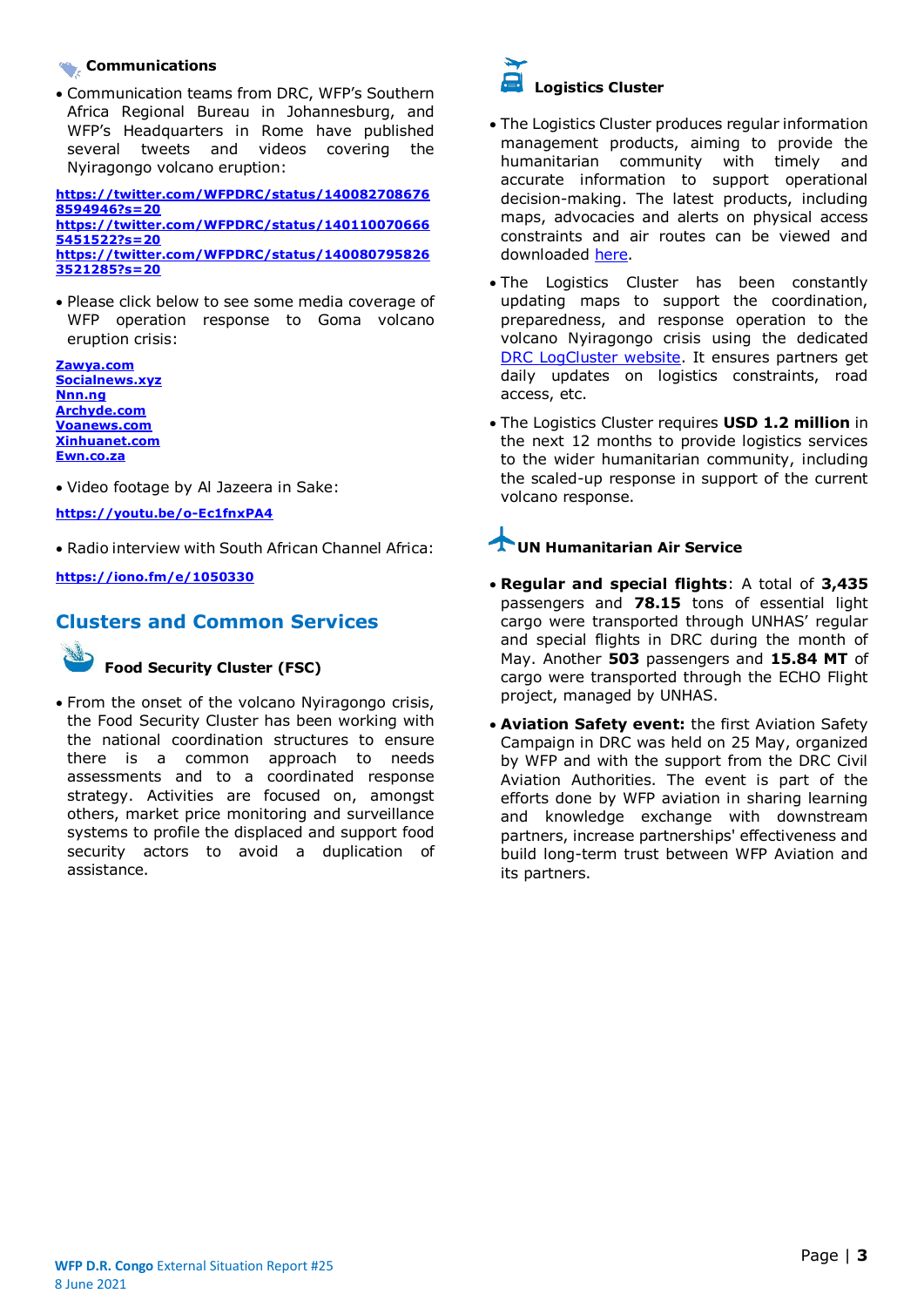### Communications

- Communication teams from DRC, WFP's Southern Africa Regional Bureau in Johannesburg, and WFP's Headquarters in Rome have published several tweets and videos covering the Nyiragongo volcano eruption:

**https://twitter.com/WFPDRC/status/1400827086768594946?s=20**
**https://twitter.com/WFPDRC/status/1401100706665451522?s=20**
**https://twitter.com/WFPDRC/status/1400807958263521285?s=20**

- Please click below to see some media coverage of WFP operation response to Goma volcano eruption crisis:

**Zawya.com**
**Socialnews.xyz**
**Nnn.ng**
**Archyde.com**
**Voanews.com**
**Xinhuanet.com**
**Ewn.co.za**

- Video footage by Al Jazeera in Sake:

**https://youtu.be/o-Ec1fnxPA4**

- Radio interview with South African Channel Africa:

**https://iono.fm/e/1050330**

## Clusters and Common Services

### Food Security Cluster (FSC)

- From the onset of the volcano Nyiragongo crisis, the Food Security Cluster has been working with the national coordination structures to ensure there is a common approach to needs assessments and to a coordinated response strategy. Activities are focused on, amongst others, market price monitoring and surveillance systems to profile the displaced and support food security actors to avoid a duplication of assistance.

### Logistics Cluster

- The Logistics Cluster produces regular information management products, aiming to provide the humanitarian community with timely and accurate information to support operational decision-making. The latest products, including maps, advocacies and alerts on physical access constraints and air routes can be viewed and downloaded here.
- The Logistics Cluster has been constantly updating maps to support the coordination, preparedness, and response operation to the volcano Nyiragongo crisis using the dedicated DRC LogCluster website. It ensures partners get daily updates on logistics constraints, road access, etc.
- The Logistics Cluster requires **USD 1.2 million** in the next 12 months to provide logistics services to the wider humanitarian community, including the scaled-up response in support of the current volcano response.

### UN Humanitarian Air Service

- **Regular and special flights**: A total of **3,435** passengers and **78.15** tons of essential light cargo were transported through UNHAS' regular and special flights in DRC during the month of May. Another **503** passengers and **15.84 MT** of cargo were transported through the ECHO Flight project, managed by UNHAS.
- **Aviation Safety event:** the first Aviation Safety Campaign in DRC was held on 25 May, organized by WFP and with the support from the DRC Civil Aviation Authorities. The event is part of the efforts done by WFP aviation in sharing learning and knowledge exchange with downstream partners, increase partnerships' effectiveness and build long-term trust between WFP Aviation and its partners.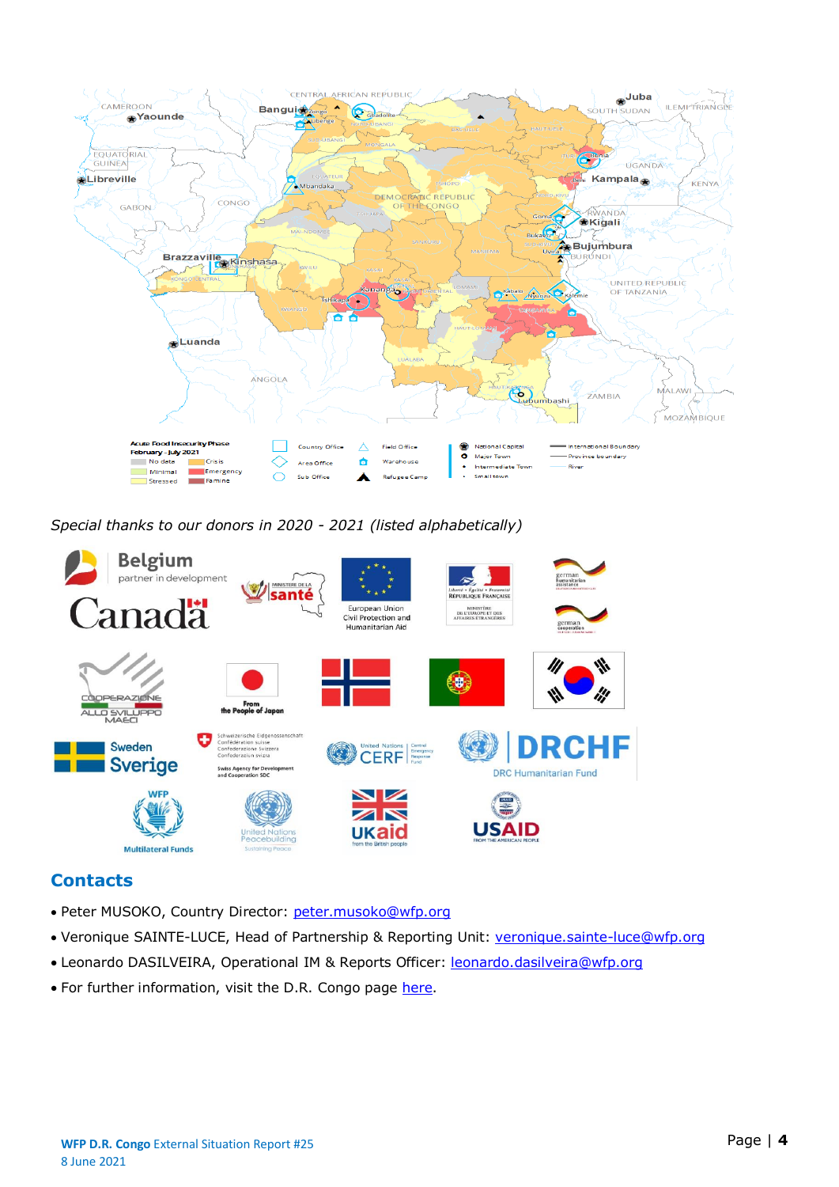Acute Food Insecurity Phase
February - July 2021

No data
Minimal
Stressed
Crisis
Emergency
Famine

Country Office
Area Office
Sub Office
Field Office
Warehouse
Refugee Camp

National Capital
Major Town
Intermediate Town
Small town

International Boundary
Province boundary
River

*Special thanks to our donors in 2020 - 2021 (listed alphabetically)*

## Contacts

- Peter MUSOKO, Country Director: [peter.musoko@wfp.org](mailto:peter.musoko@wfp.org)
- Veronique SAINTE-LUCE, Head of Partnership & Reporting Unit: [veronique.sainte-luce@wfp.org](mailto:veronique.sainte-luce@wfp.org)
- Leonardo DASILVEIRA, Operational IM & Reports Officer: [leonardo.dasilveira@wfp.org](mailto:leonardo.dasilveira@wfp.org)
- For further information, visit the D.R. Congo page here.